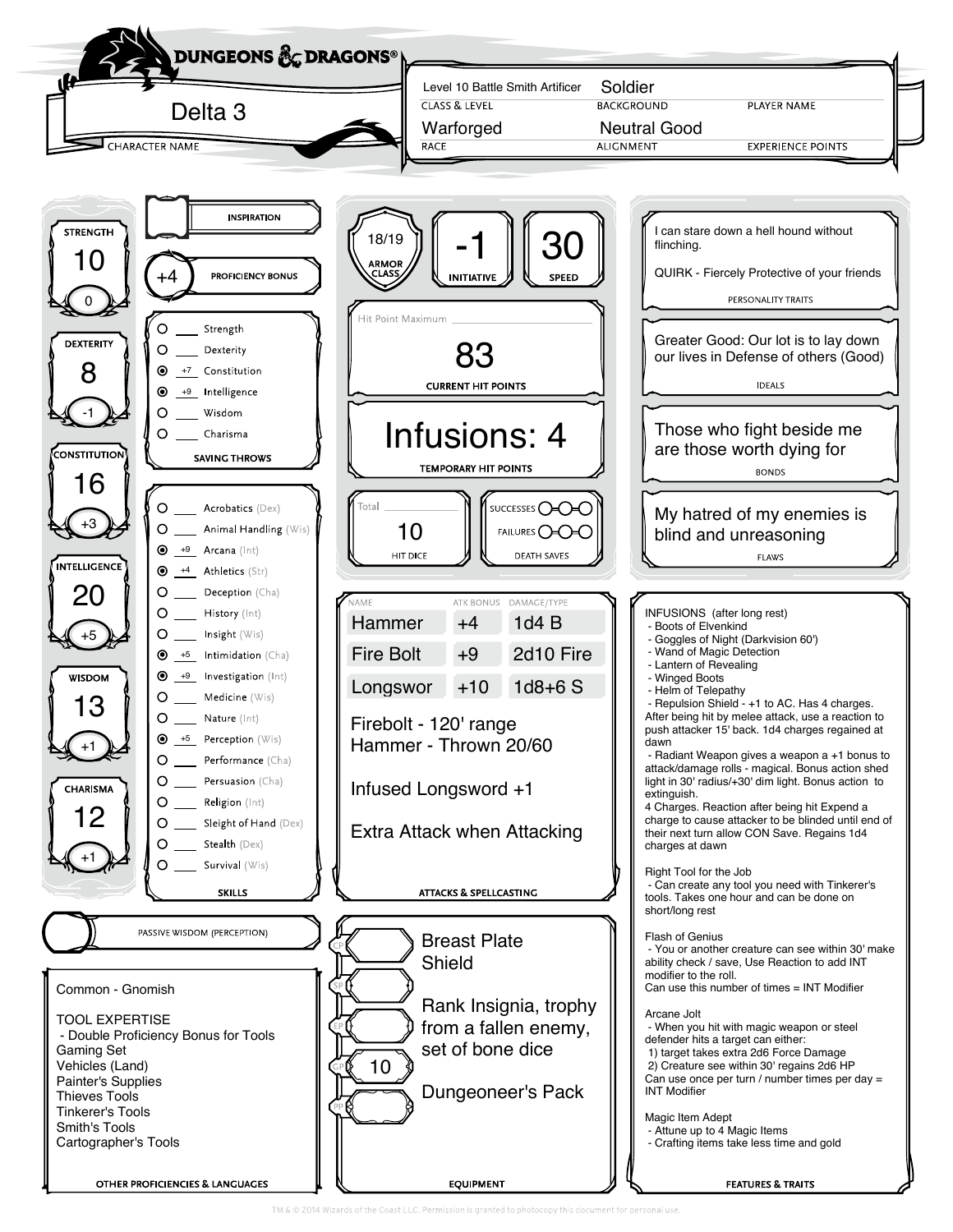# DUNGEONS & DRAGONS

**CHARACTER NAME:** Delta 3

| CLASS & LEVEL | BACKGROUND | PLAYER NAME |
|---|---|---|
| Level 10 Battle Smith Artificer | Soldier | |

| RACE | ALIGNMENT | EXPERIENCE POINTS |
|---|---|---|
| Warforged | Neutral Good | |

## Ability Scores

| Ability | Score | Modifier |
|---|---|---|
| STRENGTH | 10 | 0 |
| DEXTERITY | 8 | -1 |
| CONSTITUTION | 16 | +3 |
| INTELLIGENCE | 20 | +5 |
| WISDOM | 13 | +1 |
| CHARISMA | 12 | +1 |

**INSPIRATION**

**PROFICIENCY BONUS:** +4

## Saving Throws

- ○ ___ Strength
- ○ ___ Dexterity
- ◉ +7 Constitution
- ◉ +9 Intelligence
- ○ ___ Wisdom
- ○ ___ Charisma

## Skills

- ○ ___ Acrobatics (Dex)
- ○ ___ Animal Handling (Wis)
- ◉ +9 Arcana (Int)
- ◉ +4 Athletics (Str)
- ○ ___ Deception (Cha)
- ○ ___ History (Int)
- ○ ___ Insight (Wis)
- ◉ +5 Intimidation (Cha)
- ◉ +9 Investigation (Int)
- ○ ___ Medicine (Wis)
- ○ ___ Nature (Int)
- ◉ +5 Perception (Wis)
- ○ ___ Performance (Cha)
- ○ ___ Persuasion (Cha)
- ○ ___ Religion (Int)
- ○ ___ Sleight of Hand (Dex)
- ○ ___ Stealth (Dex)
- ○ ___ Survival (Wis)

**PASSIVE WISDOM (PERCEPTION)**

## Other Proficiencies & Languages

Common - Gnomish

TOOL EXPERTISE
- Double Proficiency Bonus for Tools

Gaming Set
Vehicles (Land)
Painter's Supplies
Thieves Tools
Tinkerer's Tools
Smith's Tools
Cartographer's Tools

## Combat

**ARMOR CLASS:** 18/19

**INITIATIVE:** -1

**SPEED:** 30

**Hit Point Maximum:**

**CURRENT HIT POINTS:** 83

**TEMPORARY HIT POINTS:** Infusions: 4

**HIT DICE:** Total: 10

**DEATH SAVES:** Successes ○○○ Failures ○○○

## Attacks & Spellcasting

| NAME | ATK BONUS | DAMAGE/TYPE |
|---|---|---|
| Hammer | +4 | 1d4 B |
| Fire Bolt | +9 | 2d10 Fire |
| Longswor | +10 | 1d8+6 S |

Firebolt - 120' range
Hammer - Thrown 20/60

Infused Longsword +1

Extra Attack when Attacking

## Equipment

CP:
SP:
EP:
GP: 10
PP:

Breast Plate
Shield

Rank Insignia, trophy from a fallen enemy, set of bone dice

Dungeoneer's Pack

## Personality Traits

I can stare down a hell hound without flinching.

QUIRK - Fiercely Protective of your friends

## Ideals

Greater Good: Our lot is to lay down our lives in Defense of others (Good)

## Bonds

Those who fight beside me are those worth dying for

## Flaws

My hatred of my enemies is blind and unreasoning

## Features & Traits

INFUSIONS (after long rest)
- Boots of Elvenkind
- Goggles of Night (Darkvision 60')
- Wand of Magic Detection
- Lantern of Revealing
- Winged Boots
- Helm of Telepathy
- Repulsion Shield - +1 to AC. Has 4 charges. After being hit by melee attack, use a reaction to push attacker 15' back. 1d4 charges regained at dawn
- Radiant Weapon gives a weapon a +1 bonus to attack/damage rolls - magical. Bonus action shed light in 30' radius/+30' dim light. Bonus action to extinguish.

4 Charges. Reaction after being hit Expend a charge to cause attacker to be blinded until end of their next turn allow CON Save. Regains 1d4 charges at dawn

Right Tool for the Job
- Can create any tool you need with Tinkerer's tools. Takes one hour and can be done on short/long rest

Flash of Genius
- You or another creature can see within 30' make ability check / save, Use Reaction to add INT modifier to the roll.

Can use this number of times = INT Modifier

Arcane Jolt
- When you hit with magic weapon or steel defender hits a target can either:
  1) target takes extra 2d6 Force Damage
  2) Creature see within 30' regains 2d6 HP

Can use once per turn / number times per day = INT Modifier

Magic Item Adept
- Attune up to 4 Magic Items
- Crafting items take less time and gold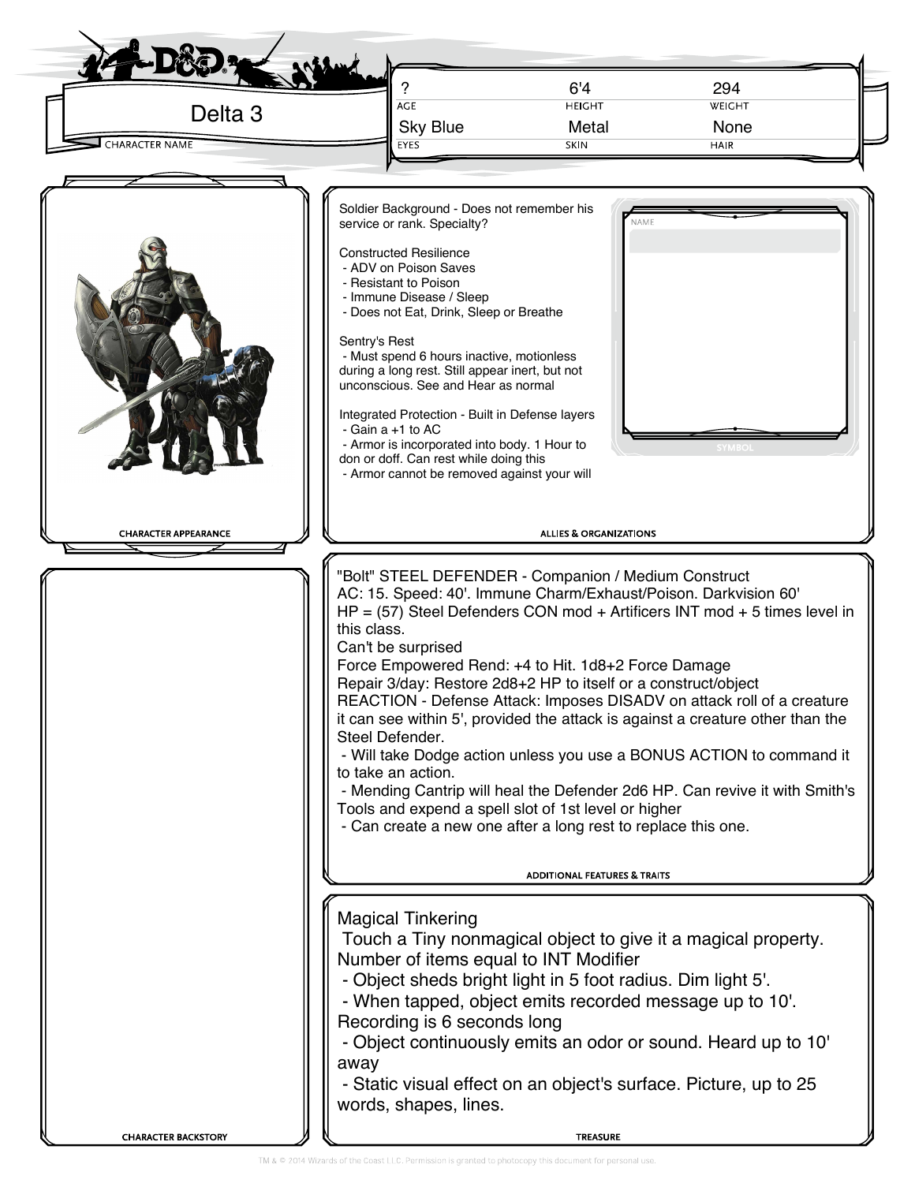# Delta 3

CHARACTER NAME

| AGE | HEIGHT | WEIGHT |
|---|---|---|
| ? | 6'4 | 294 |

| EYES | SKIN | HAIR |
|---|---|---|
| Sky Blue | Metal | None |

CHARACTER APPEARANCE

## ALLIES & ORGANIZATIONS

Soldier Background - Does not remember his service or rank. Specialty?

Constructed Resilience
- ADV on Poison Saves
- Resistant to Poison
- Immune Disease / Sleep
- Does not Eat, Drink, Sleep or Breathe

Sentry's Rest
- Must spend 6 hours inactive, motionless during a long rest. Still appear inert, but not unconscious. See and Hear as normal

Integrated Protection - Built in Defense layers
- Gain a +1 to AC
- Armor is incorporated into body. 1 Hour to don or doff. Can rest while doing this
- Armor cannot be removed against your will

NAME

SYMBOL

## CHARACTER BACKSTORY

## ADDITIONAL FEATURES & TRAITS

"Bolt" STEEL DEFENDER - Companion / Medium Construct
AC: 15. Speed: 40'. Immune Charm/Exhaust/Poison. Darkvision 60'
HP = (57) Steel Defenders CON mod + Artificers INT mod + 5 times level in this class.
Can't be surprised
Force Empowered Rend: +4 to Hit. 1d8+2 Force Damage
Repair 3/day: Restore 2d8+2 HP to itself or a construct/object
REACTION - Defense Attack: Imposes DISADV on attack roll of a creature it can see within 5', provided the attack is against a creature other than the Steel Defender.
- Will take Dodge action unless you use a BONUS ACTION to command it to take an action.
- Mending Cantrip will heal the Defender 2d6 HP. Can revive it with Smith's Tools and expend a spell slot of 1st level or higher
- Can create a new one after a long rest to replace this one.

## TREASURE

Magical Tinkering
Touch a Tiny nonmagical object to give it a magical property. Number of items equal to INT Modifier
- Object sheds bright light in 5 foot radius. Dim light 5'.
- When tapped, object emits recorded message up to 10'. Recording is 6 seconds long
- Object continuously emits an odor or sound. Heard up to 10' away
- Static visual effect on an object's surface. Picture, up to 25 words, shapes, lines.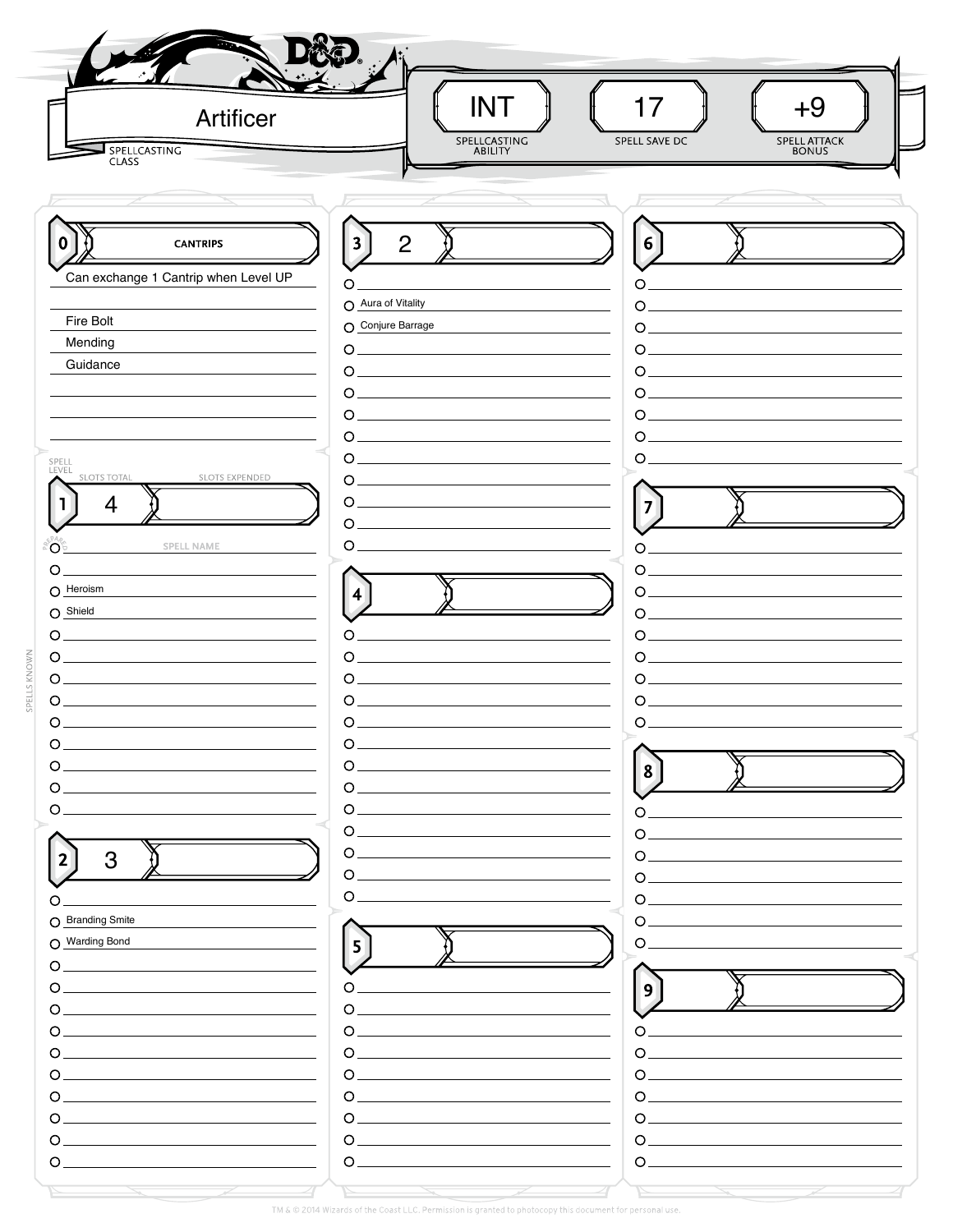# Artificer

SPELLCASTING CLASS

| SPELLCASTING ABILITY | SPELL SAVE DC | SPELL ATTACK BONUS |
|---|---|---|
| INT | 17 | +9 |

## 0 — CANTRIPS

Can exchange 1 Cantrip when Level UP

- Fire Bolt
- Mending
- Guidance

## 1 — SLOTS TOTAL: 4

SLOTS EXPENDED

PREPARED / SPELL NAME

- Heroism
- Shield

## 2 — SLOTS TOTAL: 3

- Branding Smite
- Warding Bond

## 3 — SLOTS TOTAL: 2

- Aura of Vitality
- Conjure Barrage

## 4

## 5

## 6

## 7

## 8

## 9

SPELLS KNOWN

TM & © 2014 Wizards of the Coast LLC. Permission is granted to photocopy this document for personal use.